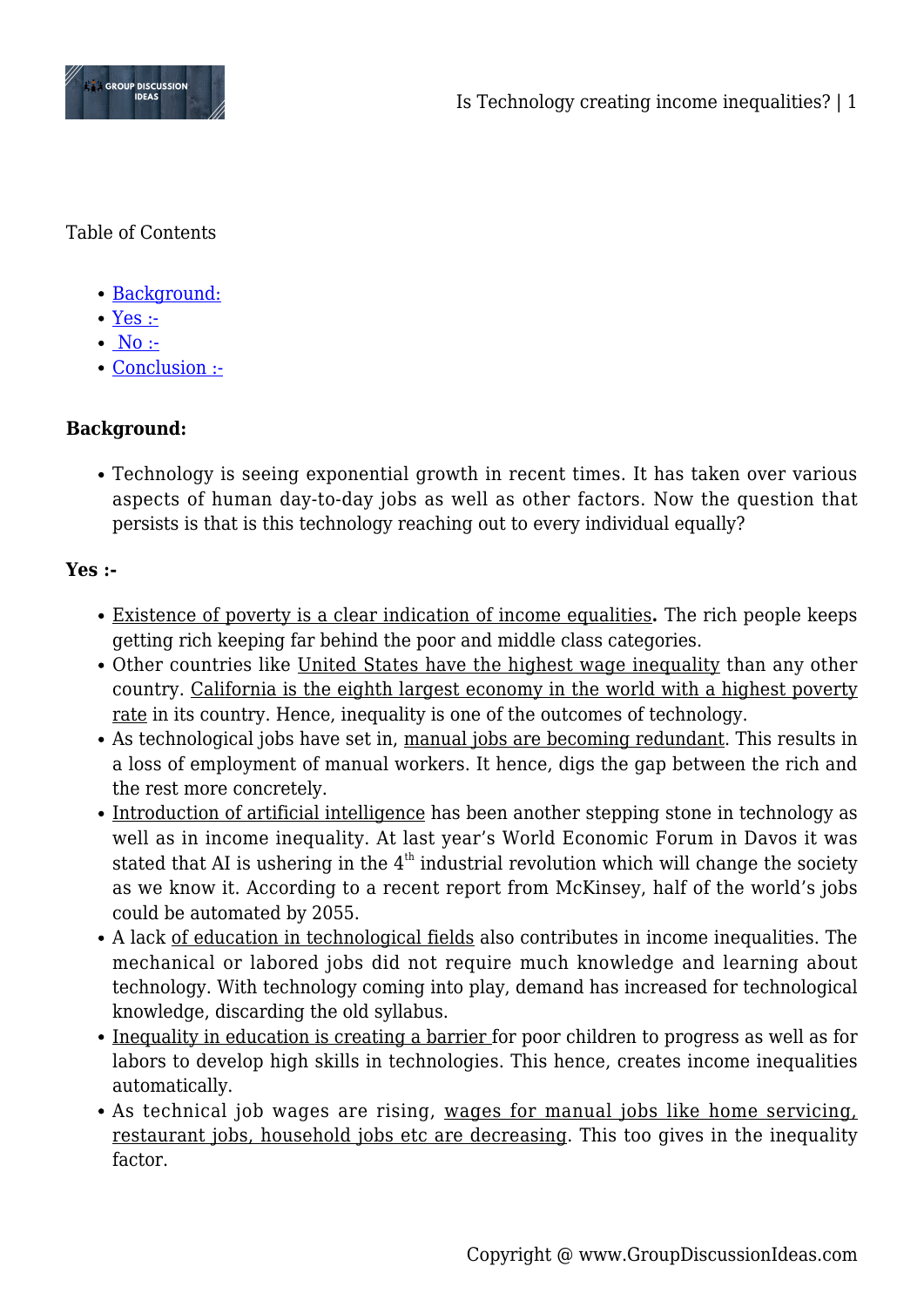Table of Contents

- Background:
- Yes :-
- No :-
- Conclusion :-

**Background:**

- Technology is seeing exponential growth in recent times. It has taken over various aspects of human day-to-day jobs as well as other factors. Now the question that persists is that is this technology reaching out to every individual equally?

**Yes :-**

- Existence of poverty is a clear indication of income equalities**.** The rich people keeps getting rich keeping far behind the poor and middle class categories.
- Other countries like United States have the highest wage inequality than any other country. California is the eighth largest economy in the world with a highest poverty rate in its country. Hence, inequality is one of the outcomes of technology.
- As technological jobs have set in, manual jobs are becoming redundant. This results in a loss of employment of manual workers. It hence, digs the gap between the rich and the rest more concretely.
- Introduction of artificial intelligence has been another stepping stone in technology as well as in income inequality. At last year's World Economic Forum in Davos it was stated that AI is ushering in the 4th industrial revolution which will change the society as we know it. According to a recent report from McKinsey, half of the world's jobs could be automated by 2055.
- A lack of education in technological fields also contributes in income inequalities. The mechanical or labored jobs did not require much knowledge and learning about technology. With technology coming into play, demand has increased for technological knowledge, discarding the old syllabus.
- Inequality in education is creating a barrier for poor children to progress as well as for labors to develop high skills in technologies. This hence, creates income inequalities automatically.
- As technical job wages are rising, wages for manual jobs like home servicing, restaurant jobs, household jobs etc are decreasing. This too gives in the inequality factor.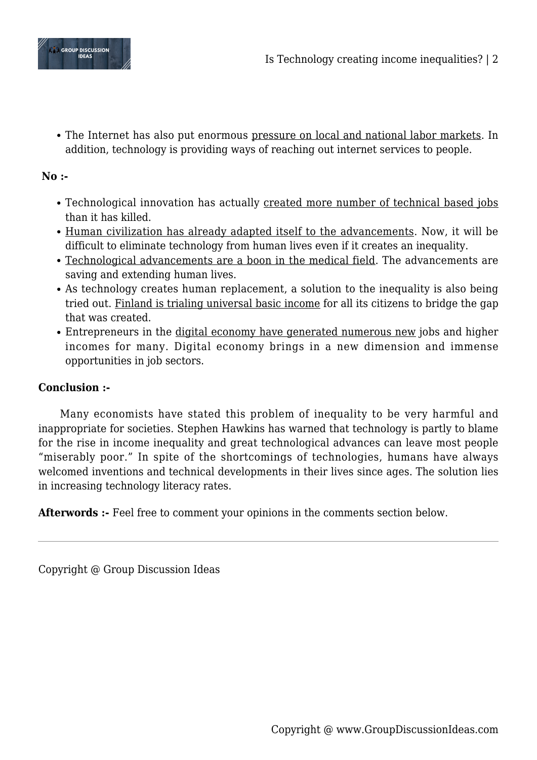- The Internet has also put enormous pressure on local and national labor markets. In addition, technology is providing ways of reaching out internet services to people.

**No :-**

- Technological innovation has actually created more number of technical based jobs than it has killed.
- Human civilization has already adapted itself to the advancements. Now, it will be difficult to eliminate technology from human lives even if it creates an inequality.
- Technological advancements are a boon in the medical field. The advancements are saving and extending human lives.
- As technology creates human replacement, a solution to the inequality is also being tried out. Finland is trialing universal basic income for all its citizens to bridge the gap that was created.
- Entrepreneurs in the digital economy have generated numerous new jobs and higher incomes for many. Digital economy brings in a new dimension and immense opportunities in job sectors.

**Conclusion :-**

Many economists have stated this problem of inequality to be very harmful and inappropriate for societies. Stephen Hawkins has warned that technology is partly to blame for the rise in income inequality and great technological advances can leave most people "miserably poor." In spite of the shortcomings of technologies, humans have always welcomed inventions and technical developments in their lives since ages. The solution lies in increasing technology literacy rates.

**Afterwords :-** Feel free to comment your opinions in the comments section below.

---

Copyright @ Group Discussion Ideas